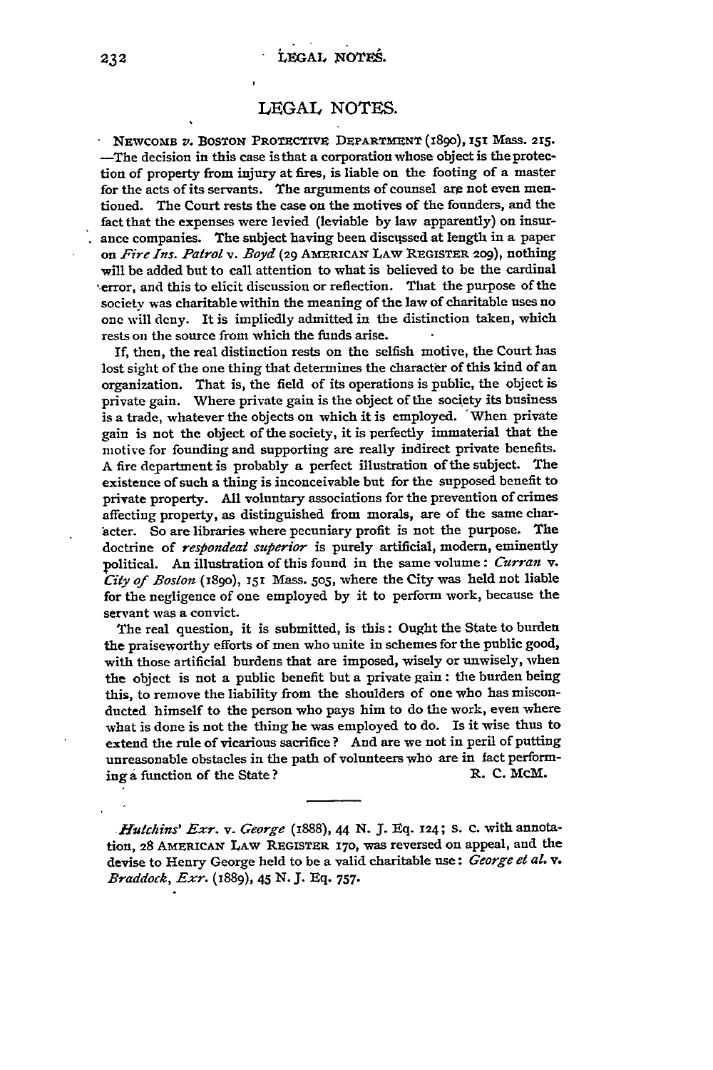# LEGAL NOTES.

NEWCOMB *v.* BOSTON PROTECTIVE DEPARTMENT (1890), 151 Mass. 215. —The decision in this case is that a corporation whose object is the protection of property from injury at fires, is liable on the footing of a master for the acts of its servants. The arguments of counsel are not even mentioned. The Court rests the case on the motives of the founders, and the fact that the expenses were levied (leviable by law apparently) on insurance companies. The subject having been discussed at length in a paper on *Fire Ins. Patrol* v. *Boyd* (29 AMERICAN LAW REGISTER 209), nothing will be added but to call attention to what is believed to be the cardinal error, and this to elicit discussion or reflection. That the purpose of the society was charitable within the meaning of the law of charitable uses no one will deny. It is impliedly admitted in the distinction taken, which rests on the source from which the funds arise.

If, then, the real distinction rests on the selfish motive, the Court has lost sight of the one thing that determines the character of this kind of an organization. That is, the field of its operations is public, the object is private gain. Where private gain is the object of the society its business is a trade, whatever the objects on which it is employed. When private gain is not the object of the society, it is perfectly immaterial that the motive for founding and supporting are really indirect private benefits. A fire department is probably a perfect illustration of the subject. The existence of such a thing is inconceivable but for the supposed benefit to private property. All voluntary associations for the prevention of crimes affecting property, as distinguished from morals, are of the same character. So are libraries where pecuniary profit is not the purpose. The doctrine of *respondeat superior* is purely artificial, modern, eminently political. An illustration of this found in the same volume: *Curran* v. *City of Boston* (1890), 151 Mass. 505, where the City was held not liable for the negligence of one employed by it to perform work, because the servant was a convict.

The real question, it is submitted, is this: Ought the State to burden the praiseworthy efforts of men who unite in schemes for the public good, with those artificial burdens that are imposed, wisely or unwisely, when the object is not a public benefit but a private gain: the burden being this, to remove the liability from the shoulders of one who has misconducted himself to the person who pays him to do the work, even where what is done is not the thing he was employed to do. Is it wise thus to extend the rule of vicarious sacrifice? And are we not in peril of putting unreasonable obstacles in the path of volunteers who are in fact performing a function of the State?

R. C. McM.

---

*Hutchins' Exr.* v. *George* (1888), 44 N. J. Eq. 124; S. C. with annotation, 28 AMERICAN LAW REGISTER 170, was reversed on appeal, and the devise to Henry George held to be a valid charitable use: *George et al.* v. *Braddock, Exr.* (1889), 45 N. J. Eq. 757.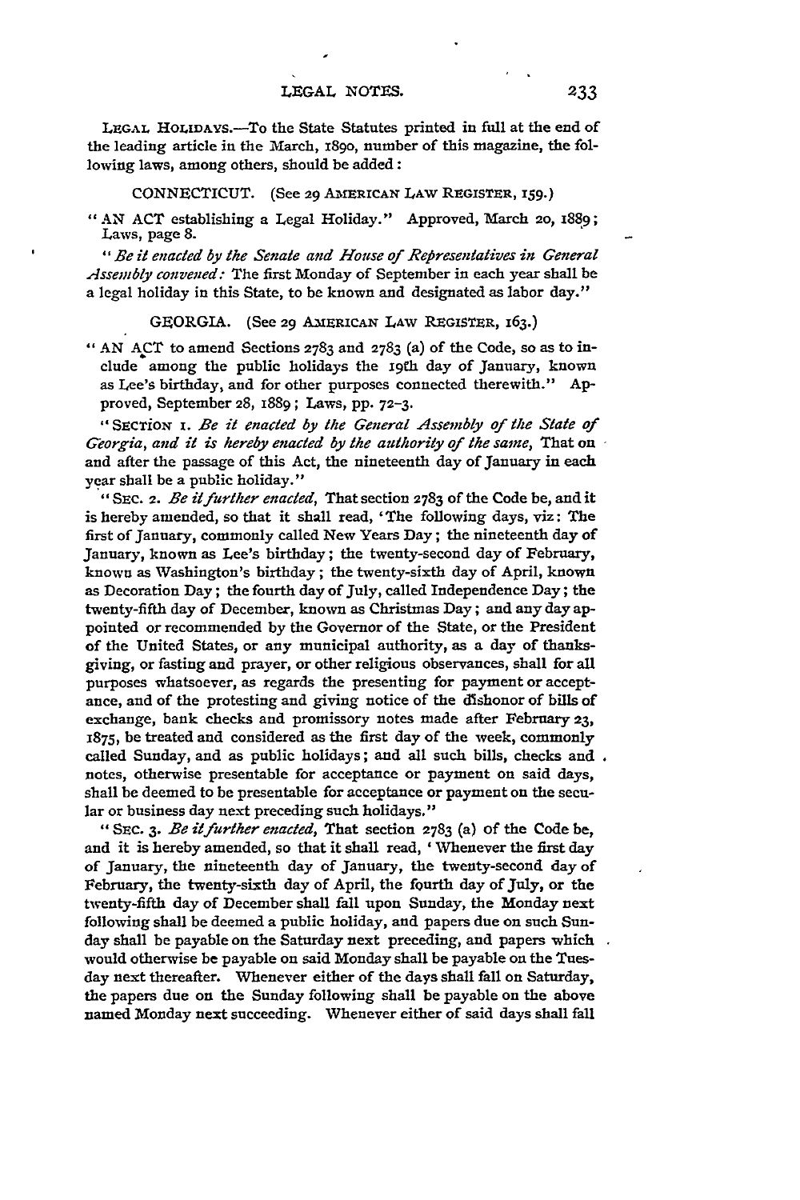LEGAL HOLIDAYS.—To the State Statutes printed in full at the end of the leading article in the March, 1890, number of this magazine, the following laws, among others, should be added:

CONNECTICUT. (See 29 AMERICAN LAW REGISTER, 159.)

"AN ACT establishing a Legal Holiday." Approved, March 20, 1889; Laws, page 8.

"*Be it enacted by the Senate and House of Representatives in General Assembly convened:* The first Monday of September in each year shall be a legal holiday in this State, to be known and designated as labor day."

GEORGIA. (See 29 AMERICAN LAW REGISTER, 163.)

"AN ACT to amend Sections 2783 and 2783 (a) of the Code, so as to include among the public holidays the 19th day of January, known as Lee's birthday, and for other purposes connected therewith." Approved, September 28, 1889; Laws, pp. 72-3.

"SECTION 1. *Be it enacted by the General Assembly of the State of Georgia, and it is hereby enacted by the authority of the same,* That on and after the passage of this Act, the nineteenth day of January in each year shall be a public holiday."

"SEC. 2. *Be it further enacted,* That section 2783 of the Code be, and it is hereby amended, so that it shall read, 'The following days, viz: The first of January, commonly called New Years Day; the nineteenth day of January, known as Lee's birthday; the twenty-second day of February, known as Washington's birthday; the twenty-sixth day of April, known as Decoration Day; the fourth day of July, called Independence Day; the twenty-fifth day of December, known as Christmas Day; and any day appointed or recommended by the Governor of the State, or the President of the United States, or any municipal authority, as a day of thanksgiving, or fasting and prayer, or other religious observances, shall for all purposes whatsoever, as regards the presenting for payment or acceptance, and of the protesting and giving notice of the dishonor of bills of exchange, bank checks and promissory notes made after February 23, 1875, be treated and considered as the first day of the week, commonly called Sunday, and as public holidays; and all such bills, checks and notes, otherwise presentable for acceptance or payment on said days, shall be deemed to be presentable for acceptance or payment on the secular or business day next preceding such holidays."

"SEC. 3. *Be it further enacted,* That section 2783 (a) of the Code be, and it is hereby amended, so that it shall read, 'Whenever the first day of January, the nineteenth day of January, the twenty-second day of February, the twenty-sixth day of April, the fourth day of July, or the twenty-fifth day of December shall fall upon Sunday, the Monday next following shall be deemed a public holiday, and papers due on such Sunday shall be payable on the Saturday next preceding, and papers which would otherwise be payable on said Monday shall be payable on the Tuesday next thereafter. Whenever either of the days shall fall on Saturday, the papers due on the Sunday following shall be payable on the above named Monday next succeeding. Whenever either of said days shall fall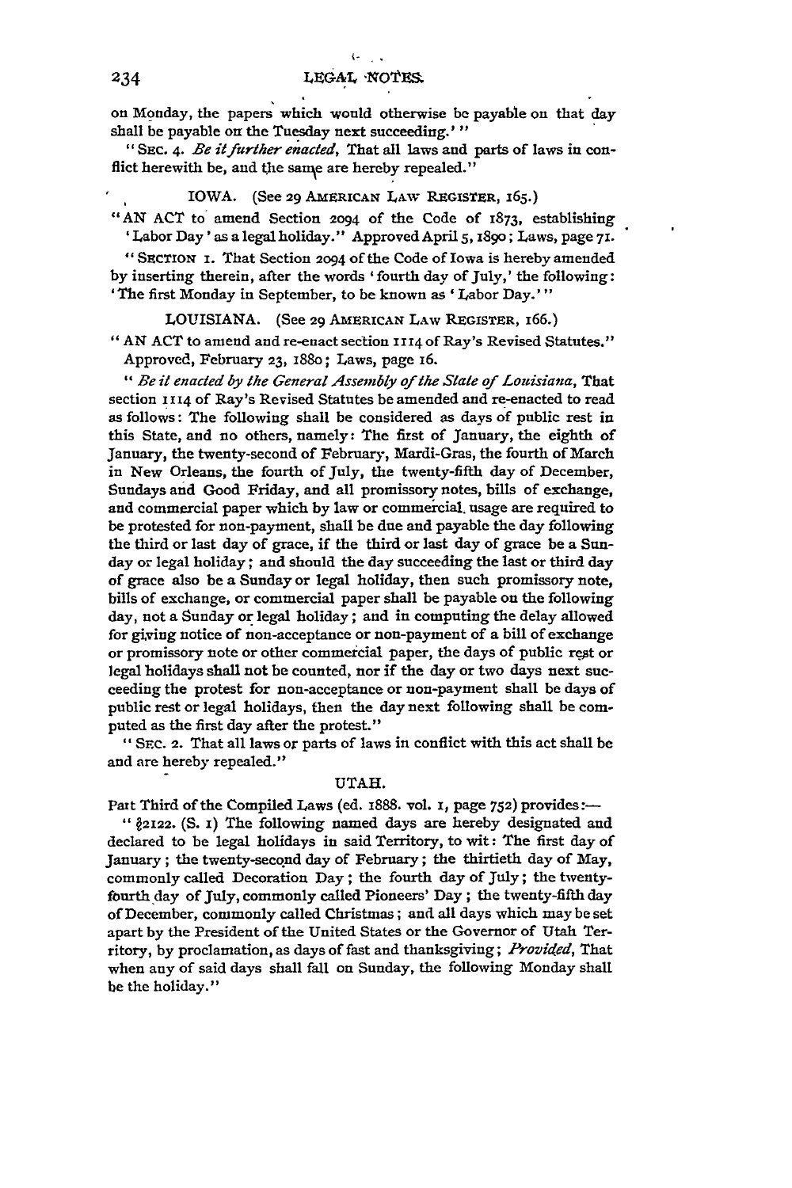on Monday, the papers which would otherwise be payable on that day shall be payable on the Tuesday next succeeding.' "

"SEC. 4. *Be it further enacted*, That all laws and parts of laws in conflict herewith be, and the same are hereby repealed."

IOWA. (See 29 AMERICAN LAW REGISTER, 165.)

"AN ACT to amend Section 2094 of the Code of 1873, establishing 'Labor Day' as a legal holiday." Approved April 5, 1890; Laws, page 71.

"SECTION 1. That Section 2094 of the Code of Iowa is hereby amended by inserting therein, after the words 'fourth day of July,' the following: 'The first Monday in September, to be known as 'Labor Day.' "

LOUISIANA. (See 29 AMERICAN LAW REGISTER, 166.)

"AN ACT to amend and re-enact section 1114 of Ray's Revised Statutes." Approved, February 23, 1880; Laws, page 16.

"*Be it enacted by the General Assembly of the State of Louisiana*, That section 1114 of Ray's Revised Statutes be amended and re-enacted to read as follows: The following shall be considered as days of public rest in this State, and no others, namely: The first of January, the eighth of January, the twenty-second of February, Mardi-Gras, the fourth of March in New Orleans, the fourth of July, the twenty-fifth day of December, Sundays and Good Friday, and all promissory notes, bills of exchange, and commercial paper which by law or commercial usage are required to be protested for non-payment, shall be due and payable the day following the third or last day of grace, if the third or last day of grace be a Sunday or legal holiday; and should the day succeeding the last or third day of grace also be a Sunday or legal holiday, then such promissory note, bills of exchange, or commercial paper shall be payable on the following day, not a Sunday or legal holiday; and in computing the delay allowed for giving notice of non-acceptance or non-payment of a bill of exchange or promissory note or other commercial paper, the days of public rest or legal holidays shall not be counted, nor if the day or two days next succeeding the protest for non-acceptance or non-payment shall be days of public rest or legal holidays, then the day next following shall be computed as the first day after the protest."

"SEC. 2. That all laws or parts of laws in conflict with this act shall be and are hereby repealed."

UTAH.

Part Third of the Compiled Laws (ed. 1888. vol. 1, page 752) provides:—

"§2122. (S. 1) The following named days are hereby designated and declared to be legal holidays in said Territory, to wit: The first day of January; the twenty-second day of February; the thirtieth day of May, commonly called Decoration Day; the fourth day of July; the twenty-fourth day of July, commonly called Pioneers' Day; the twenty-fifth day of December, commonly called Christmas; and all days which may be set apart by the President of the United States or the Governor of Utah Territory, by proclamation, as days of fast and thanksgiving; *Provided*, That when any of said days shall fall on Sunday, the following Monday shall be the holiday."